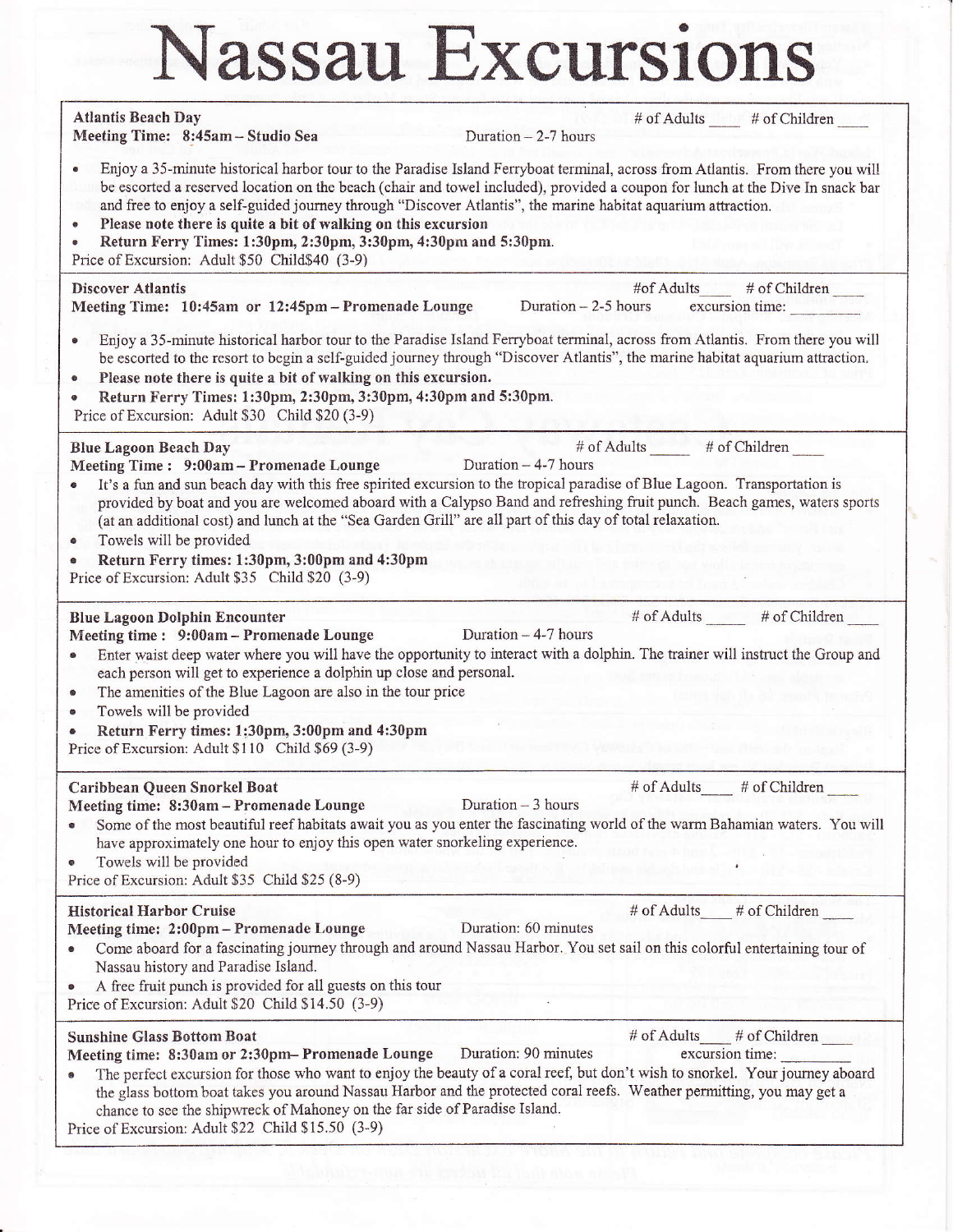# Nassau Excursions

**Atlantis Beach Day** — # of Adults ____ # of Children ____

**Meeting Time: 8:45am – Studio Sea** — Duration – 2-7 hours

- Enjoy a 35-minute historical harbor tour to the Paradise Island Ferryboat terminal, across from Atlantis. From there you will be escorted a reserved location on the beach (chair and towel included), provided a coupon for lunch at the Dive In snack bar and free to enjoy a self-guided journey through "Discover Atlantis", the marine habitat aquarium attraction.
- **Please note there is quite a bit of walking on this excursion**
- **Return Ferry Times: 1:30pm, 2:30pm, 3:30pm, 4:30pm and 5:30pm.**

Price of Excursion: Adult $50 Child$40 (3-9)

**Discover Atlantis** — #of Adults____ # of Children ____

**Meeting Time: 10:45am or 12:45pm – Promenade Lounge** — Duration – 2-5 hours — excursion time: ________

- Enjoy a 35-minute historical harbor tour to the Paradise Island Ferryboat terminal, across from Atlantis. From there you will be escorted to the resort to begin a self-guided journey through "Discover Atlantis", the marine habitat aquarium attraction.
- **Please note there is quite a bit of walking on this excursion.**
- **Return Ferry Times: 1:30pm, 2:30pm, 3:30pm, 4:30pm and 5:30pm.**

Price of Excursion: Adult $30 Child $20 (3-9)

**Blue Lagoon Beach Day** — # of Adults _____ # of Children ____

**Meeting Time : 9:00am – Promenade Lounge** — Duration – 4-7 hours

- It's a fun and sun beach day with this free spirited excursion to the tropical paradise of Blue Lagoon. Transportation is provided by boat and you are welcomed aboard with a Calypso Band and refreshing fruit punch. Beach games, waters sports (at an additional cost) and lunch at the "Sea Garden Grill" are all part of this day of total relaxation.
- Towels will be provided
- **Return Ferry times: 1:30pm, 3:00pm and 4:30pm**

Price of Excursion: Adult $35 Child $20 (3-9)

**Blue Lagoon Dolphin Encounter** — # of Adults _____ # of Children ____

**Meeting time : 9:00am – Promenade Lounge** — Duration – 4-7 hours

- Enter waist deep water where you will have the opportunity to interact with a dolphin. The trainer will instruct the Group and each person will get to experience a dolphin up close and personal.
- The amenities of the Blue Lagoon are also in the tour price
- Towels will be provided
- **Return Ferry times: 1:30pm, 3:00pm and 4:30pm**

Price of Excursion: Adult $110 Child $69 (3-9)

**Caribbean Queen Snorkel Boat** — # of Adults____ # of Children ____

**Meeting time: 8:30am – Promenade Lounge** — Duration – 3 hours

- Some of the most beautiful reef habitats await you as you enter the fascinating world of the warm Bahamian waters. You will have approximately one hour to enjoy this open water snorkeling experience.
- Towels will be provided

Price of Excursion: Adult $35 Child $25 (8-9)

**Historical Harbor Cruise** — # of Adults____ # of Children ____

**Meeting time: 2:00pm – Promenade Lounge** — Duration: 60 minutes

- Come aboard for a fascinating journey through and around Nassau Harbor. You set sail on this colorful entertaining tour of Nassau history and Paradise Island.
- A free fruit punch is provided for all guests on this tour

Price of Excursion: Adult $20 Child $14.50 (3-9)

**Sunshine Glass Bottom Boat** — # of Adults____ # of Children ____

**Meeting time: 8:30am or 2:30pm– Promenade Lounge** — Duration: 90 minutes — excursion time: ________

- The perfect excursion for those who want to enjoy the beauty of a coral reef, but don't wish to snorkel. Your journey aboard the glass bottom boat takes you around Nassau Harbor and the protected coral reefs. Weather permitting, you may get a chance to see the shipwreck of Mahoney on the far side of Paradise Island.

Price of Excursion: Adult $22 Child $15.50 (3-9)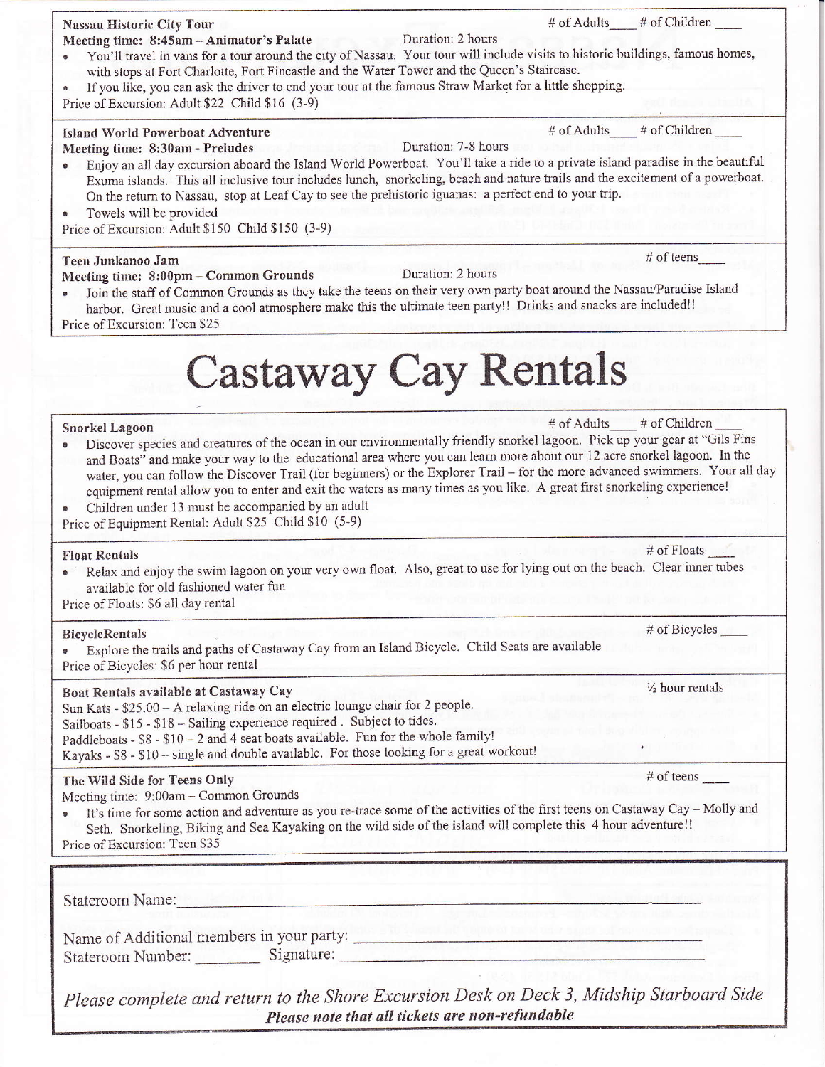**Nassau Historic City Tour** # of Adults____ # of Children ____
**Meeting time: 8:45am – Animator's Palate** Duration: 2 hours

- You'll travel in vans for a tour around the city of Nassau. Your tour will include visits to historic buildings, famous homes, with stops at Fort Charlotte, Fort Fincastle and the Water Tower and the Queen's Staircase.
- If you like, you can ask the driver to end your tour at the famous Straw Market for a little shopping.

Price of Excursion: Adult $22 Child $16 (3-9)

**Island World Powerboat Adventure** # of Adults____ # of Children ____
**Meeting time: 8:30am - Preludes** Duration: 7-8 hours

- Enjoy an all day excursion aboard the Island World Powerboat. You'll take a ride to a private island paradise in the beautiful Exuma islands. This all inclusive tour includes lunch, snorkeling, beach and nature trails and the excitement of a powerboat. On the return to Nassau, stop at Leaf Cay to see the prehistoric iguanas: a perfect end to your trip.
- Towels will be provided

Price of Excursion: Adult $150 Child $150 (3-9)

**Teen Junkanoo Jam** # of teens____
**Meeting time: 8:00pm – Common Grounds** Duration: 2 hours

- Join the staff of Common Grounds as they take the teens on their very own party boat around the Nassau/Paradise Island harbor. Great music and a cool atmosphere make this the ultimate teen party!! Drinks and snacks are included!!

Price of Excursion: Teen $25

# Castaway Cay Rentals

**Snorkel Lagoon** # of Adults____ # of Children ____

- Discover species and creatures of the ocean in our environmentally friendly snorkel lagoon. Pick up your gear at "Gils Fins and Boats" and make your way to the educational area where you can learn more about our 12 acre snorkel lagoon. In the water, you can follow the Discover Trail (for beginners) or the Explorer Trail – for the more advanced swimmers. Your all day equipment rental allow you to enter and exit the waters as many times as you like. A great first snorkeling experience!
- Children under 13 must be accompanied by an adult

Price of Equipment Rental: Adult $25 Child $10 (5-9)

**Float Rentals** # of Floats ____

- Relax and enjoy the swim lagoon on your very own float. Also, great to use for lying out on the beach. Clear inner tubes available for old fashioned water fun

Price of Floats: $6 all day rental

**BicycleRentals** # of Bicycles ____

- Explore the trails and paths of Castaway Cay from an Island Bicycle. Child Seats are available

Price of Bicycles: $6 per hour rental

**Boat Rentals available at Castaway Cay** ½ hour rentals

Sun Kats - $25.00 – A relaxing ride on an electric lounge chair for 2 people.
Sailboats - $15 - $18 – Sailing experience required . Subject to tides.
Paddleboats - $8 - $10 – 2 and 4 seat boats available. Fun for the whole family!
Kayaks - $8 - $10 – single and double available. For those looking for a great workout!

**The Wild Side for Teens Only** # of teens ____
Meeting time: 9:00am – Common Grounds

- It's time for some action and adventure as you re-trace some of the activities of the first teens on Castaway Cay – Molly and Seth. Snorkeling, Biking and Sea Kayaking on the wild side of the island will complete this 4 hour adventure!!

Price of Excursion: Teen $35

Stateroom Name: ____________________

Name of Additional members in your party: ____________________
Stateroom Number: ________ Signature: ____________________

*Please complete and return to the Shore Excursion Desk on Deck 3, Midship Starboard Side*
***Please note that all tickets are non-refundable***